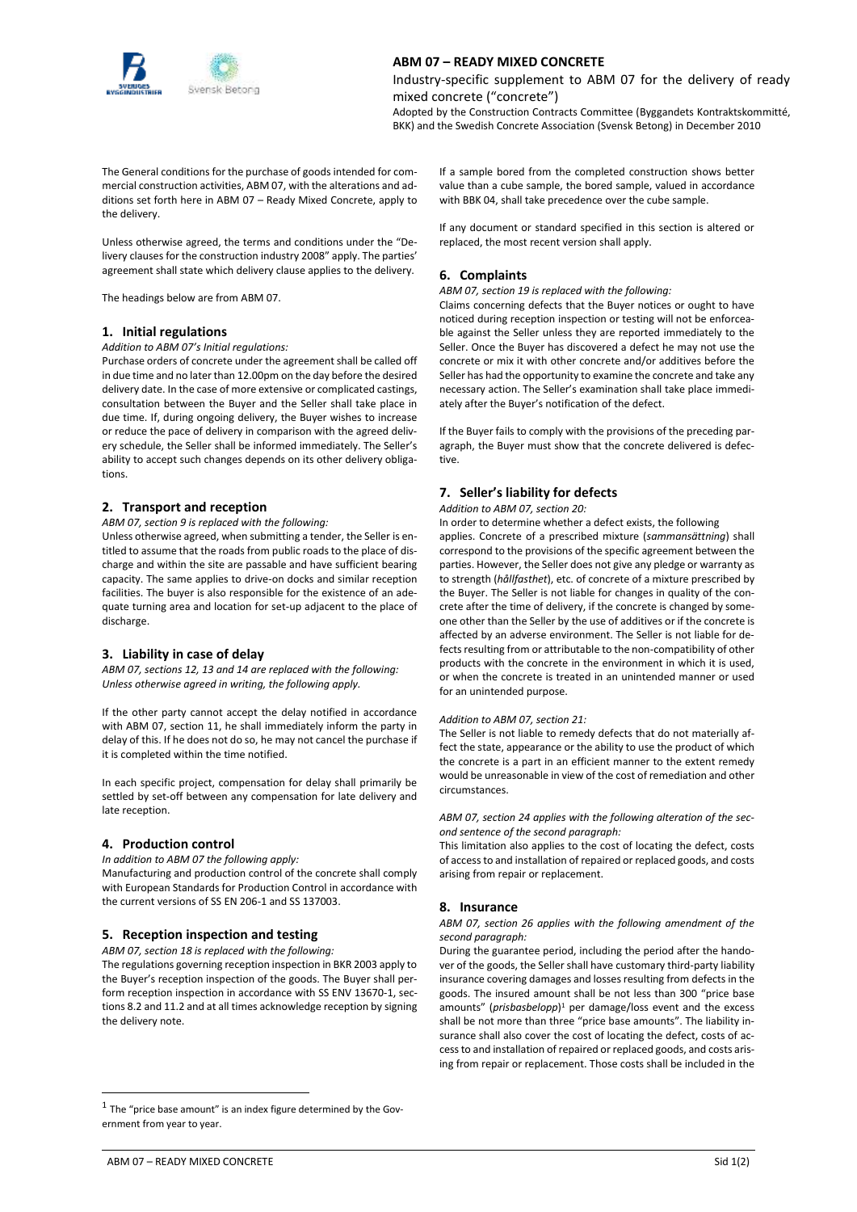# ABM 07 – READY MIXED CONCRETE

Industry-specific supplement to ABM 07 for the delivery of ready mixed concrete ("concrete")

Adopted by the Construction Contracts Committee (Byggandets Kontraktskommitté, BKK) and the Swedish Concrete Association (Svensk Betong) in December 2010

The General conditions for the purchase of goods intended for commercial construction activities, ABM 07, with the alterations and additions set forth here in ABM 07 – Ready Mixed Concrete, apply to the delivery.

Unless otherwise agreed, the terms and conditions under the "Delivery clauses for the construction industry 2008" apply. The parties' agreement shall state which delivery clause applies to the delivery.

The headings below are from ABM 07.

## 1. Initial regulations

*Addition to ABM 07's Initial regulations:*

Purchase orders of concrete under the agreement shall be called off in due time and no later than 12.00pm on the day before the desired delivery date. In the case of more extensive or complicated castings, consultation between the Buyer and the Seller shall take place in due time. If, during ongoing delivery, the Buyer wishes to increase or reduce the pace of delivery in comparison with the agreed delivery schedule, the Seller shall be informed immediately. The Seller's ability to accept such changes depends on its other delivery obligations.

## 2. Transport and reception

*ABM 07, section 9 is replaced with the following:*

Unless otherwise agreed, when submitting a tender, the Seller is entitled to assume that the roads from public roads to the place of discharge and within the site are passable and have sufficient bearing capacity. The same applies to drive-on docks and similar reception facilities. The buyer is also responsible for the existence of an adequate turning area and location for set-up adjacent to the place of discharge.

## 3. Liability in case of delay

*ABM 07, sections 12, 13 and 14 are replaced with the following: Unless otherwise agreed in writing, the following apply.*

If the other party cannot accept the delay notified in accordance with ABM 07, section 11, he shall immediately inform the party in delay of this. If he does not do so, he may not cancel the purchase if it is completed within the time notified.

In each specific project, compensation for delay shall primarily be settled by set-off between any compensation for late delivery and late reception.

## 4. Production control

*In addition to ABM 07 the following apply:*

Manufacturing and production control of the concrete shall comply with European Standards for Production Control in accordance with the current versions of SS EN 206-1 and SS 137003.

## 5. Reception inspection and testing

*ABM 07, section 18 is replaced with the following:*

The regulations governing reception inspection in BKR 2003 apply to the Buyer's reception inspection of the goods. The Buyer shall perform reception inspection in accordance with SS ENV 13670-1, sections 8.2 and 11.2 and at all times acknowledge reception by signing the delivery note.

If a sample bored from the completed construction shows better value than a cube sample, the bored sample, valued in accordance with BBK 04, shall take precedence over the cube sample.

If any document or standard specified in this section is altered or replaced, the most recent version shall apply.

## 6. Complaints

*ABM 07, section 19 is replaced with the following:*

Claims concerning defects that the Buyer notices or ought to have noticed during reception inspection or testing will not be enforceable against the Seller unless they are reported immediately to the Seller. Once the Buyer has discovered a defect he may not use the concrete or mix it with other concrete and/or additives before the Seller has had the opportunity to examine the concrete and take any necessary action. The Seller's examination shall take place immediately after the Buyer's notification of the defect.

If the Buyer fails to comply with the provisions of the preceding paragraph, the Buyer must show that the concrete delivered is defective.

## 7. Seller's liability for defects

*Addition to ABM 07, section 20:*

In order to determine whether a defect exists, the following applies. Concrete of a prescribed mixture (*sammansättning*) shall correspond to the provisions of the specific agreement between the parties. However, the Seller does not give any pledge or warranty as to strength (*hållfasthet*), etc. of concrete of a mixture prescribed by the Buyer. The Seller is not liable for changes in quality of the concrete after the time of delivery, if the concrete is changed by someone other than the Seller by the use of additives or if the concrete is affected by an adverse environment. The Seller is not liable for defects resulting from or attributable to the non-compatibility of other products with the concrete in the environment in which it is used, or when the concrete is treated in an unintended manner or used for an unintended purpose.

*Addition to ABM 07, section 21:*

The Seller is not liable to remedy defects that do not materially affect the state, appearance or the ability to use the product of which the concrete is a part in an efficient manner to the extent remedy would be unreasonable in view of the cost of remediation and other circumstances.

*ABM 07, section 24 applies with the following alteration of the second sentence of the second paragraph:*

This limitation also applies to the cost of locating the defect, costs of access to and installation of repaired or replaced goods, and costs arising from repair or replacement.

## 8. Insurance

*ABM 07, section 26 applies with the following amendment of the second paragraph:*

During the guarantee period, including the period after the handover of the goods, the Seller shall have customary third-party liability insurance covering damages and losses resulting from defects in the goods. The insured amount shall be not less than 300 "price base amounts" (*prisbasbelopp*)[1] per damage/loss event and the excess shall be not more than three "price base amounts". The liability insurance shall also cover the cost of locating the defect, costs of access to and installation of repaired or replaced goods, and costs arising from repair or replacement. Those costs shall be included in the

---

[1] The "price base amount" is an index figure determined by the Government from year to year.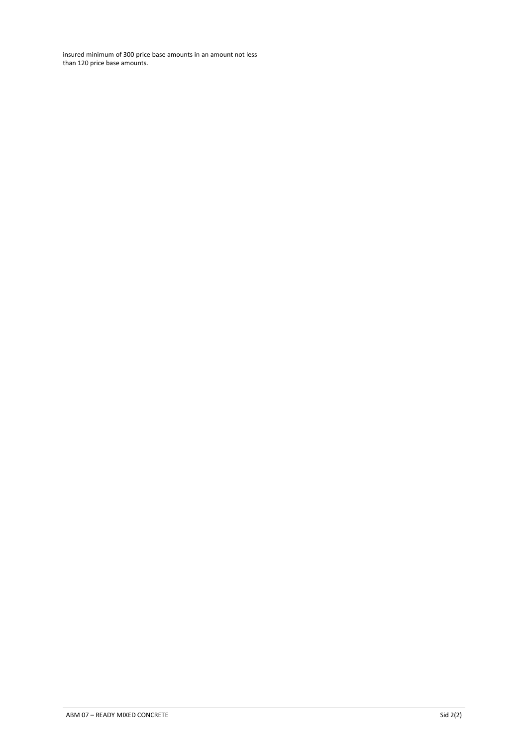insured minimum of 300 price base amounts in an amount not less than 120 price base amounts.